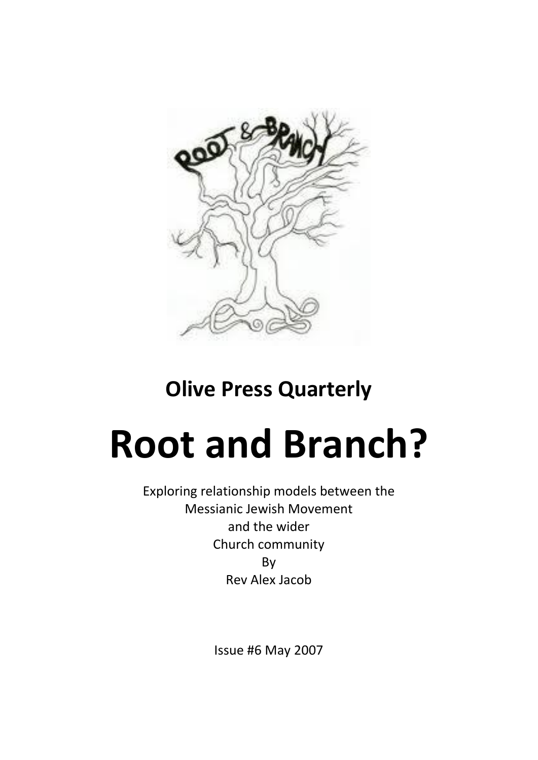**Olive Press Quarterly**

# Root and Branch?

Exploring relationship models between the
Messianic Jewish Movement
and the wider
Church community
By
Rev Alex Jacob

Issue #6 May 2007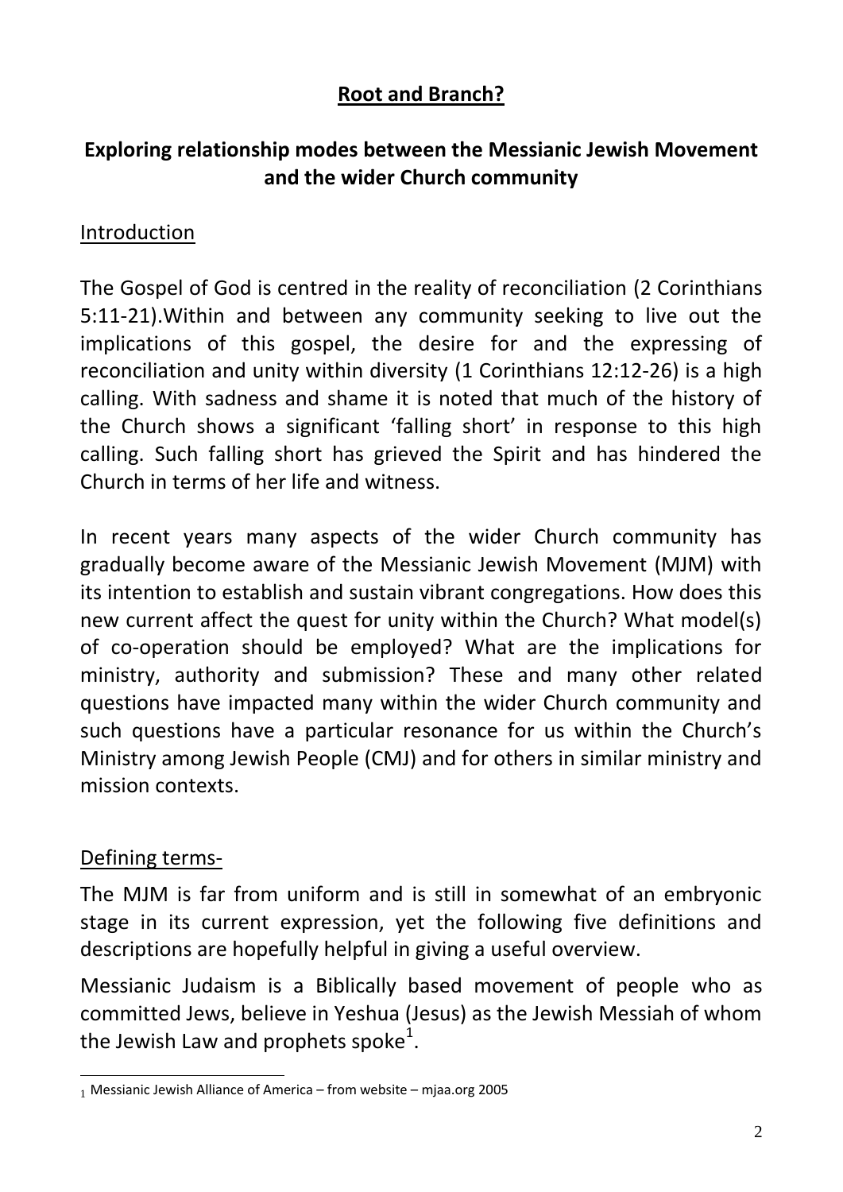# Root and Branch?

## Exploring relationship modes between the Messianic Jewish Movement and the wider Church community

### Introduction

The Gospel of God is centred in the reality of reconciliation (2 Corinthians 5:11-21).Within and between any community seeking to live out the implications of this gospel, the desire for and the expressing of reconciliation and unity within diversity (1 Corinthians 12:12-26) is a high calling. With sadness and shame it is noted that much of the history of the Church shows a significant 'falling short' in response to this high calling. Such falling short has grieved the Spirit and has hindered the Church in terms of her life and witness.

In recent years many aspects of the wider Church community has gradually become aware of the Messianic Jewish Movement (MJM) with its intention to establish and sustain vibrant congregations. How does this new current affect the quest for unity within the Church? What model(s) of co-operation should be employed? What are the implications for ministry, authority and submission? These and many other related questions have impacted many within the wider Church community and such questions have a particular resonance for us within the Church's Ministry among Jewish People (CMJ) and for others in similar ministry and mission contexts.

### Defining terms-

The MJM is far from uniform and is still in somewhat of an embryonic stage in its current expression, yet the following five definitions and descriptions are hopefully helpful in giving a useful overview.

Messianic Judaism is a Biblically based movement of people who as committed Jews, believe in Yeshua (Jesus) as the Jewish Messiah of whom the Jewish Law and prophets spoke[1].

[1] Messianic Jewish Alliance of America – from website – mjaa.org 2005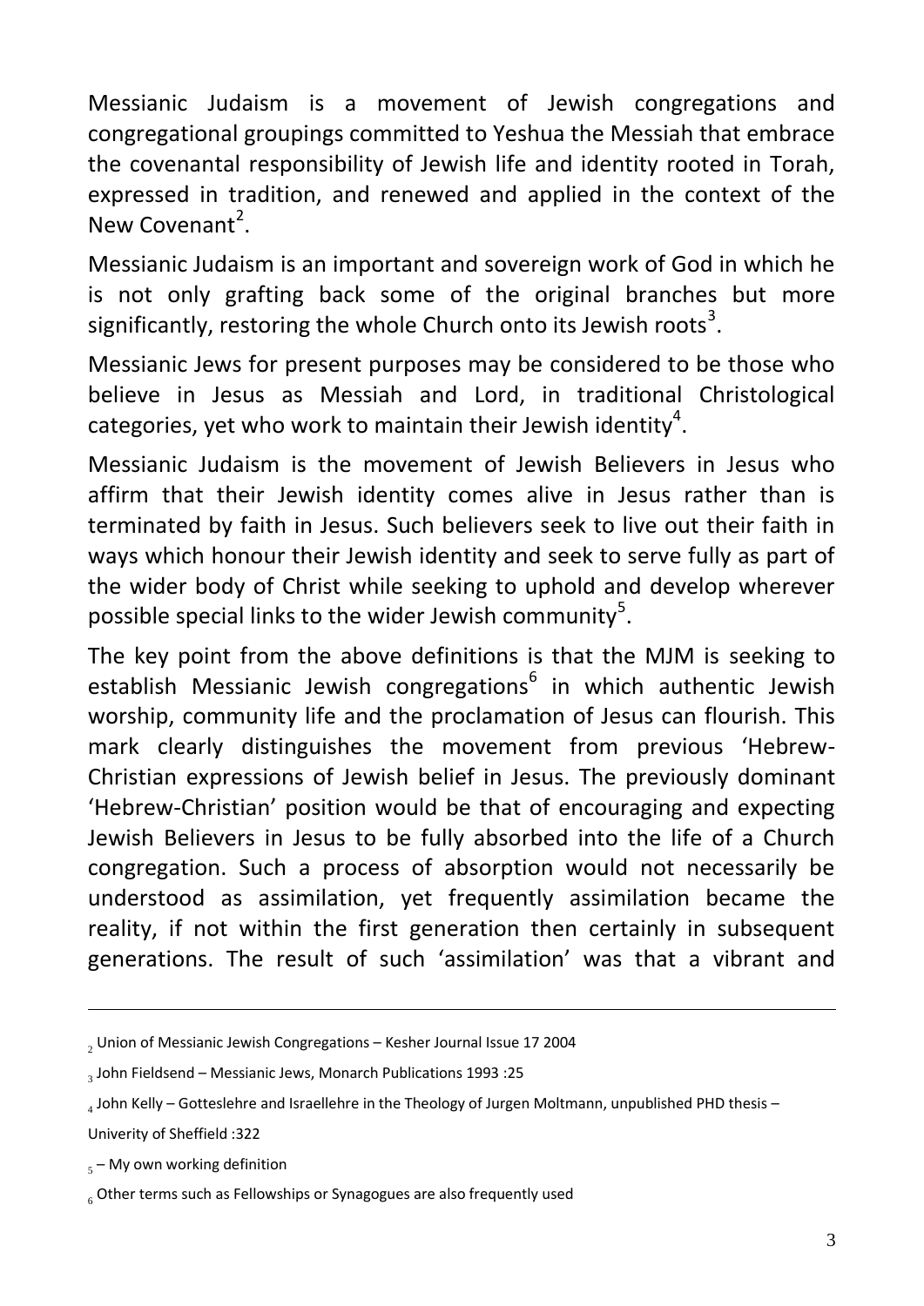Messianic Judaism is a movement of Jewish congregations and congregational groupings committed to Yeshua the Messiah that embrace the covenantal responsibility of Jewish life and identity rooted in Torah, expressed in tradition, and renewed and applied in the context of the New Covenant[2].

Messianic Judaism is an important and sovereign work of God in which he is not only grafting back some of the original branches but more significantly, restoring the whole Church onto its Jewish roots[3].

Messianic Jews for present purposes may be considered to be those who believe in Jesus as Messiah and Lord, in traditional Christological categories, yet who work to maintain their Jewish identity[4].

Messianic Judaism is the movement of Jewish Believers in Jesus who affirm that their Jewish identity comes alive in Jesus rather than is terminated by faith in Jesus. Such believers seek to live out their faith in ways which honour their Jewish identity and seek to serve fully as part of the wider body of Christ while seeking to uphold and develop wherever possible special links to the wider Jewish community[5].

The key point from the above definitions is that the MJM is seeking to establish Messianic Jewish congregations[6] in which authentic Jewish worship, community life and the proclamation of Jesus can flourish. This mark clearly distinguishes the movement from previous 'Hebrew-Christian expressions of Jewish belief in Jesus. The previously dominant 'Hebrew-Christian' position would be that of encouraging and expecting Jewish Believers in Jesus to be fully absorbed into the life of a Church congregation. Such a process of absorption would not necessarily be understood as assimilation, yet frequently assimilation became the reality, if not within the first generation then certainly in subsequent generations. The result of such 'assimilation' was that a vibrant and

---

[2] Union of Messianic Jewish Congregations – Kesher Journal Issue 17 2004

[3] John Fieldsend – Messianic Jews, Monarch Publications 1993 :25

[4] John Kelly – Gotteslehre and Israellehre in the Theology of Jurgen Moltmann, unpublished PHD thesis – Univerity of Sheffield :322

[5] – My own working definition

[6] Other terms such as Fellowships or Synagogues are also frequently used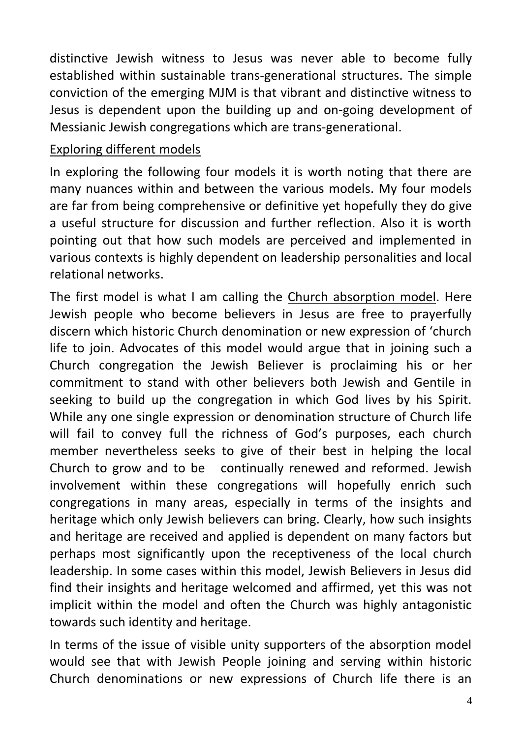distinctive Jewish witness to Jesus was never able to become fully established within sustainable trans-generational structures. The simple conviction of the emerging MJM is that vibrant and distinctive witness to Jesus is dependent upon the building up and on-going development of Messianic Jewish congregations which are trans-generational.

<u>Exploring different models</u>

In exploring the following four models it is worth noting that there are many nuances within and between the various models. My four models are far from being comprehensive or definitive yet hopefully they do give a useful structure for discussion and further reflection. Also it is worth pointing out that how such models are perceived and implemented in various contexts is highly dependent on leadership personalities and local relational networks.

The first model is what I am calling the <u>Church absorption model</u>. Here Jewish people who become believers in Jesus are free to prayerfully discern which historic Church denomination or new expression of 'church life to join. Advocates of this model would argue that in joining such a Church congregation the Jewish Believer is proclaiming his or her commitment to stand with other believers both Jewish and Gentile in seeking to build up the congregation in which God lives by his Spirit. While any one single expression or denomination structure of Church life will fail to convey full the richness of God's purposes, each church member nevertheless seeks to give of their best in helping the local Church to grow and to be continually renewed and reformed. Jewish involvement within these congregations will hopefully enrich such congregations in many areas, especially in terms of the insights and heritage which only Jewish believers can bring. Clearly, how such insights and heritage are received and applied is dependent on many factors but perhaps most significantly upon the receptiveness of the local church leadership. In some cases within this model, Jewish Believers in Jesus did find their insights and heritage welcomed and affirmed, yet this was not implicit within the model and often the Church was highly antagonistic towards such identity and heritage.

In terms of the issue of visible unity supporters of the absorption model would see that with Jewish People joining and serving within historic Church denominations or new expressions of Church life there is an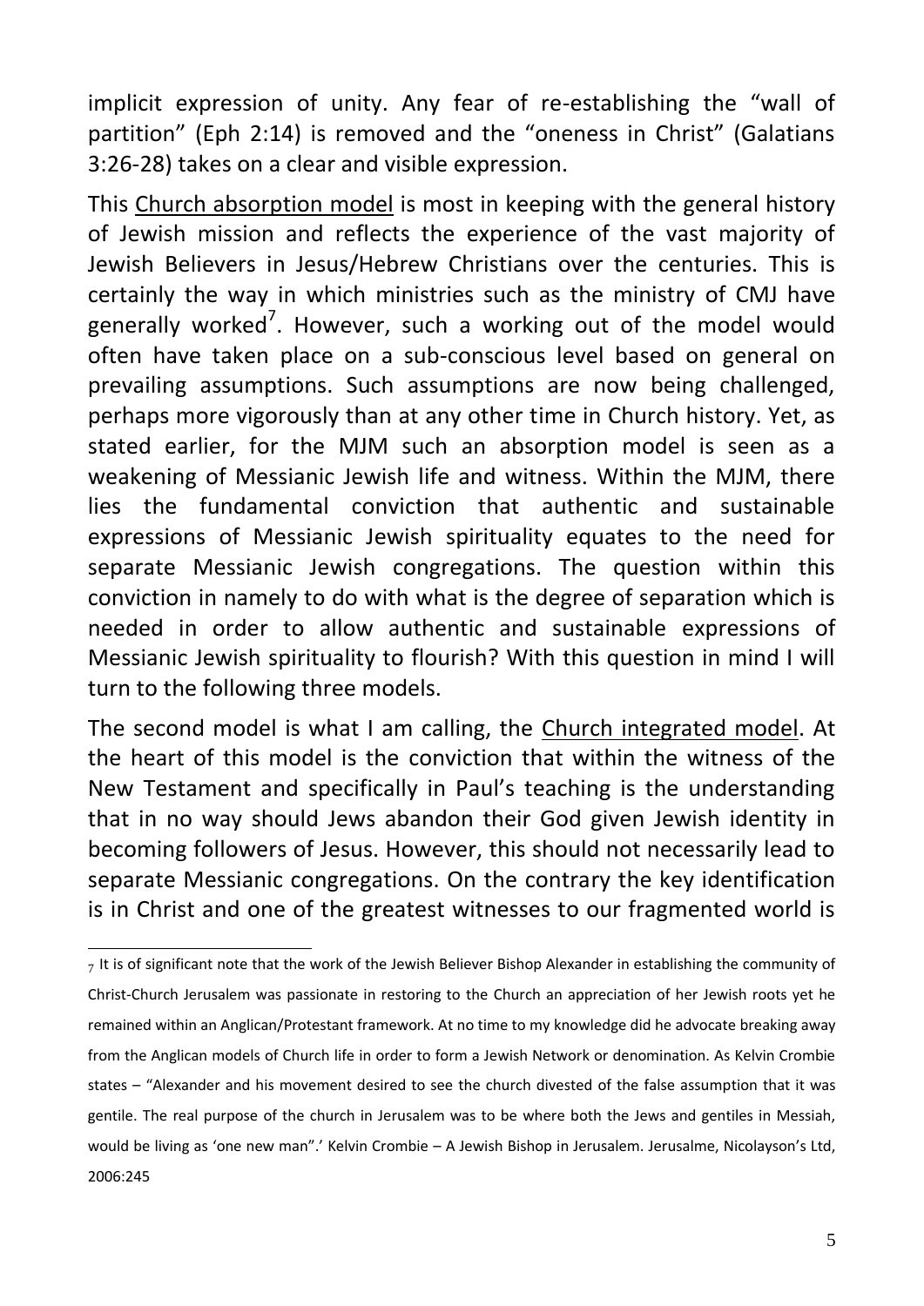implicit expression of unity. Any fear of re-establishing the "wall of partition" (Eph 2:14) is removed and the "oneness in Christ" (Galatians 3:26-28) takes on a clear and visible expression.

This <u>Church absorption model</u> is most in keeping with the general history of Jewish mission and reflects the experience of the vast majority of Jewish Believers in Jesus/Hebrew Christians over the centuries. This is certainly the way in which ministries such as the ministry of CMJ have generally worked[7]. However, such a working out of the model would often have taken place on a sub-conscious level based on general on prevailing assumptions. Such assumptions are now being challenged, perhaps more vigorously than at any other time in Church history. Yet, as stated earlier, for the MJM such an absorption model is seen as a weakening of Messianic Jewish life and witness. Within the MJM, there lies the fundamental conviction that authentic and sustainable expressions of Messianic Jewish spirituality equates to the need for separate Messianic Jewish congregations. The question within this conviction in namely to do with what is the degree of separation which is needed in order to allow authentic and sustainable expressions of Messianic Jewish spirituality to flourish? With this question in mind I will turn to the following three models.

The second model is what I am calling, the <u>Church integrated model</u>. At the heart of this model is the conviction that within the witness of the New Testament and specifically in Paul's teaching is the understanding that in no way should Jews abandon their God given Jewish identity in becoming followers of Jesus. However, this should not necessarily lead to separate Messianic congregations. On the contrary the key identification is in Christ and one of the greatest witnesses to our fragmented world is

---

[7] It is of significant note that the work of the Jewish Believer Bishop Alexander in establishing the community of Christ-Church Jerusalem was passionate in restoring to the Church an appreciation of her Jewish roots yet he remained within an Anglican/Protestant framework. At no time to my knowledge did he advocate breaking away from the Anglican models of Church life in order to form a Jewish Network or denomination. As Kelvin Crombie states – "Alexander and his movement desired to see the church divested of the false assumption that it was gentile. The real purpose of the church in Jerusalem was to be where both the Jews and gentiles in Messiah, would be living as 'one new man".' Kelvin Crombie – A Jewish Bishop in Jerusalem. Jerusalme, Nicolayson's Ltd, 2006:245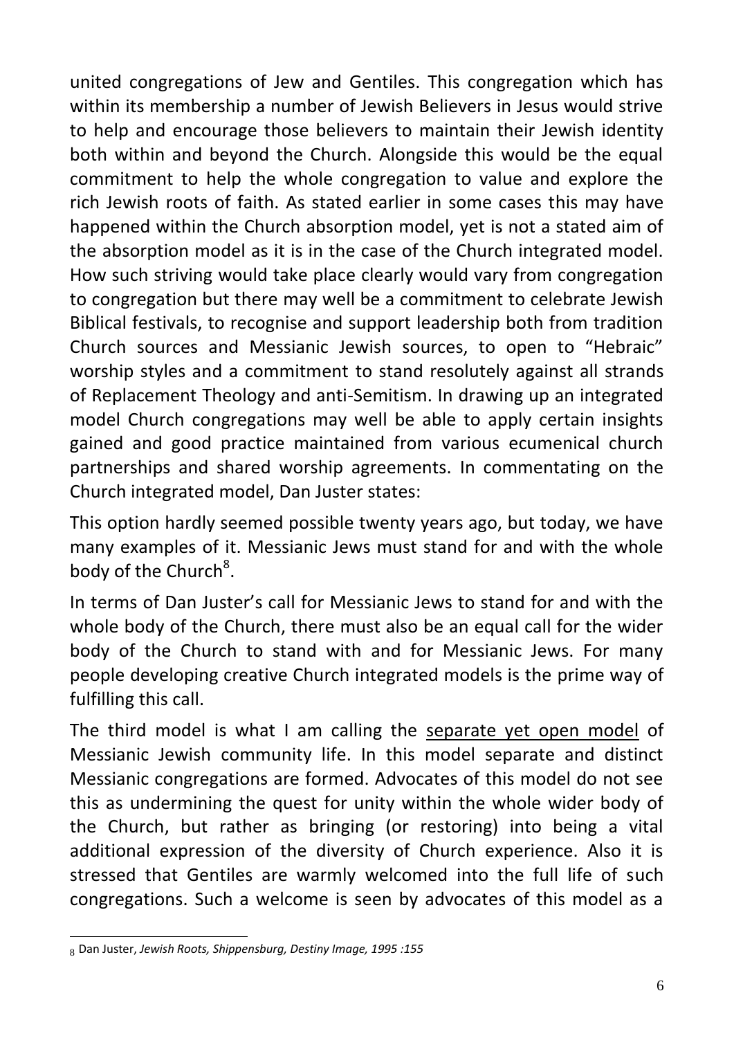united congregations of Jew and Gentiles. This congregation which has within its membership a number of Jewish Believers in Jesus would strive to help and encourage those believers to maintain their Jewish identity both within and beyond the Church. Alongside this would be the equal commitment to help the whole congregation to value and explore the rich Jewish roots of faith. As stated earlier in some cases this may have happened within the Church absorption model, yet is not a stated aim of the absorption model as it is in the case of the Church integrated model. How such striving would take place clearly would vary from congregation to congregation but there may well be a commitment to celebrate Jewish Biblical festivals, to recognise and support leadership both from tradition Church sources and Messianic Jewish sources, to open to "Hebraic" worship styles and a commitment to stand resolutely against all strands of Replacement Theology and anti-Semitism. In drawing up an integrated model Church congregations may well be able to apply certain insights gained and good practice maintained from various ecumenical church partnerships and shared worship agreements. In commentating on the Church integrated model, Dan Juster states:

This option hardly seemed possible twenty years ago, but today, we have many examples of it. Messianic Jews must stand for and with the whole body of the Church[8].

In terms of Dan Juster's call for Messianic Jews to stand for and with the whole body of the Church, there must also be an equal call for the wider body of the Church to stand with and for Messianic Jews. For many people developing creative Church integrated models is the prime way of fulfilling this call.

The third model is what I am calling the <u>separate yet open model</u> of Messianic Jewish community life. In this model separate and distinct Messianic congregations are formed. Advocates of this model do not see this as undermining the quest for unity within the whole wider body of the Church, but rather as bringing (or restoring) into being a vital additional expression of the diversity of Church experience. Also it is stressed that Gentiles are warmly welcomed into the full life of such congregations. Such a welcome is seen by advocates of this model as a

---

[8] Dan Juster, *Jewish Roots, Shippensburg, Destiny Image, 1995 :155*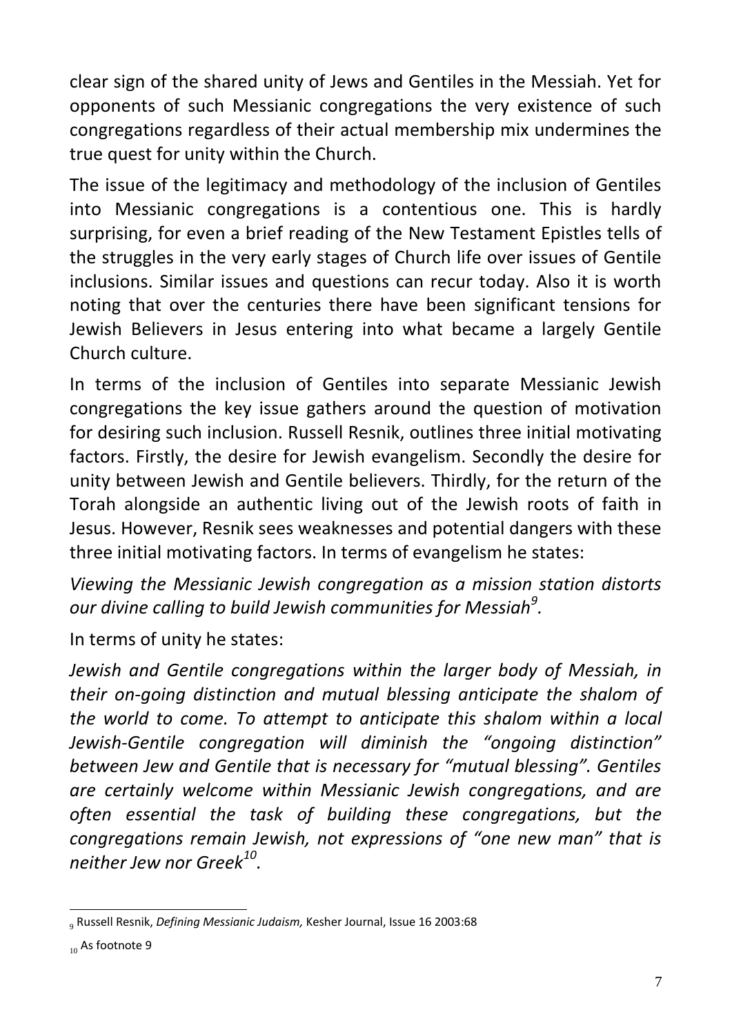clear sign of the shared unity of Jews and Gentiles in the Messiah. Yet for opponents of such Messianic congregations the very existence of such congregations regardless of their actual membership mix undermines the true quest for unity within the Church.

The issue of the legitimacy and methodology of the inclusion of Gentiles into Messianic congregations is a contentious one. This is hardly surprising, for even a brief reading of the New Testament Epistles tells of the struggles in the very early stages of Church life over issues of Gentile inclusions. Similar issues and questions can recur today. Also it is worth noting that over the centuries there have been significant tensions for Jewish Believers in Jesus entering into what became a largely Gentile Church culture.

In terms of the inclusion of Gentiles into separate Messianic Jewish congregations the key issue gathers around the question of motivation for desiring such inclusion. Russell Resnik, outlines three initial motivating factors. Firstly, the desire for Jewish evangelism. Secondly the desire for unity between Jewish and Gentile believers. Thirdly, for the return of the Torah alongside an authentic living out of the Jewish roots of faith in Jesus. However, Resnik sees weaknesses and potential dangers with these three initial motivating factors. In terms of evangelism he states:

*Viewing the Messianic Jewish congregation as a mission station distorts our divine calling to build Jewish communities for Messiah*[9].

In terms of unity he states:

*Jewish and Gentile congregations within the larger body of Messiah, in their on-going distinction and mutual blessing anticipate the shalom of the world to come. To attempt to anticipate this shalom within a local Jewish-Gentile congregation will diminish the "ongoing distinction" between Jew and Gentile that is necessary for "mutual blessing". Gentiles are certainly welcome within Messianic Jewish congregations, and are often essential the task of building these congregations, but the congregations remain Jewish, not expressions of "one new man" that is neither Jew nor Greek*[10].

---

[9] Russell Resnik, *Defining Messianic Judaism,* Kesher Journal, Issue 16 2003:68

[10] As footnote 9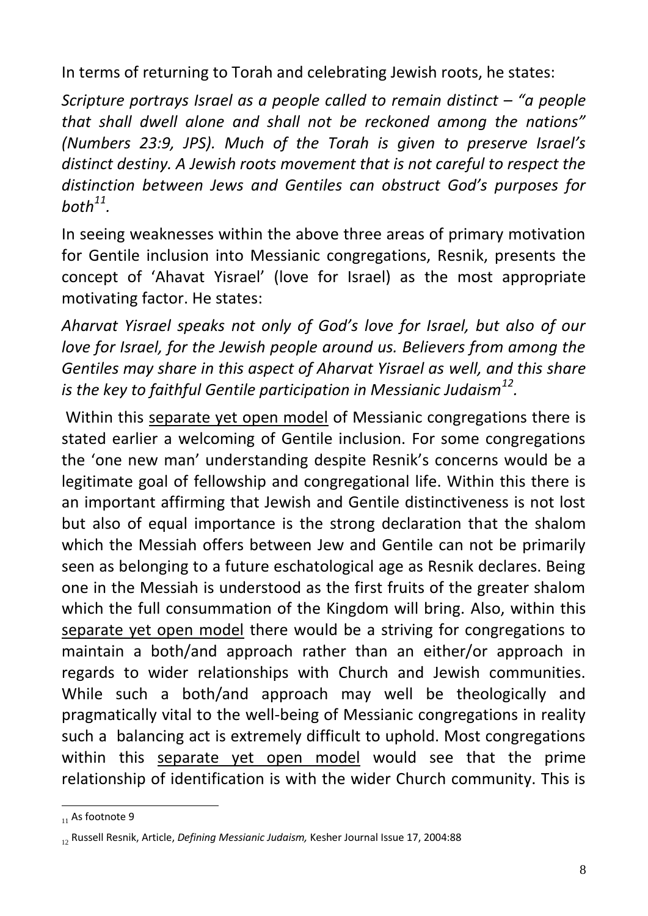In terms of returning to Torah and celebrating Jewish roots, he states:

*Scripture portrays Israel as a people called to remain distinct – "a people that shall dwell alone and shall not be reckoned among the nations" (Numbers 23:9, JPS). Much of the Torah is given to preserve Israel's distinct destiny. A Jewish roots movement that is not careful to respect the distinction between Jews and Gentiles can obstruct God's purposes for both*[11]*.*

In seeing weaknesses within the above three areas of primary motivation for Gentile inclusion into Messianic congregations, Resnik, presents the concept of 'Ahavat Yisrael' (love for Israel) as the most appropriate motivating factor. He states:

*Aharvat Yisrael speaks not only of God's love for Israel, but also of our love for Israel, for the Jewish people around us. Believers from among the Gentiles may share in this aspect of Aharvat Yisrael as well, and this share is the key to faithful Gentile participation in Messianic Judaism*[12]*.*

Within this <u>separate yet open model</u> of Messianic congregations there is stated earlier a welcoming of Gentile inclusion. For some congregations the 'one new man' understanding despite Resnik's concerns would be a legitimate goal of fellowship and congregational life. Within this there is an important affirming that Jewish and Gentile distinctiveness is not lost but also of equal importance is the strong declaration that the shalom which the Messiah offers between Jew and Gentile can not be primarily seen as belonging to a future eschatological age as Resnik declares. Being one in the Messiah is understood as the first fruits of the greater shalom which the full consummation of the Kingdom will bring. Also, within this <u>separate yet open model</u> there would be a striving for congregations to maintain a both/and approach rather than an either/or approach in regards to wider relationships with Church and Jewish communities. While such a both/and approach may well be theologically and pragmatically vital to the well-being of Messianic congregations in reality such a balancing act is extremely difficult to uphold. Most congregations within this <u>separate yet open model</u> would see that the prime relationship of identification is with the wider Church community. This is

---

[11] As footnote 9

[12] Russell Resnik, Article, *Defining Messianic Judaism,* Kesher Journal Issue 17, 2004:88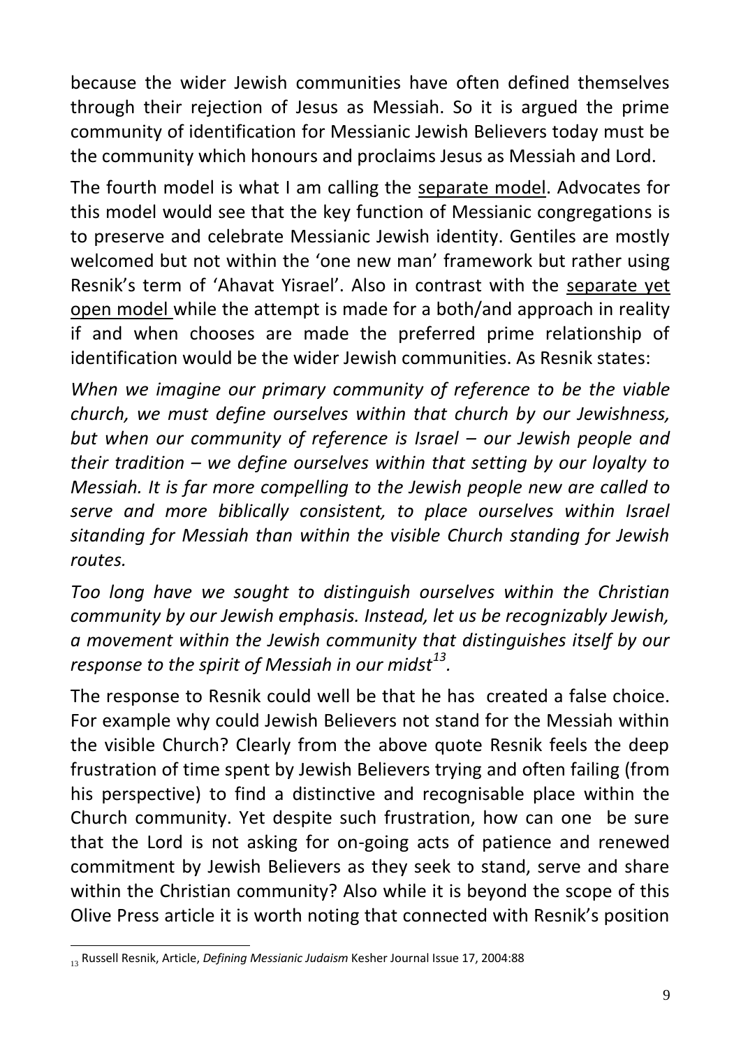because the wider Jewish communities have often defined themselves through their rejection of Jesus as Messiah. So it is argued the prime community of identification for Messianic Jewish Believers today must be the community which honours and proclaims Jesus as Messiah and Lord.

The fourth model is what I am calling the <u>separate model</u>. Advocates for this model would see that the key function of Messianic congregations is to preserve and celebrate Messianic Jewish identity. Gentiles are mostly welcomed but not within the 'one new man' framework but rather using Resnik's term of 'Ahavat Yisrael'. Also in contrast with the <u>separate yet open model</u> while the attempt is made for a both/and approach in reality if and when chooses are made the preferred prime relationship of identification would be the wider Jewish communities. As Resnik states:

*When we imagine our primary community of reference to be the viable church, we must define ourselves within that church by our Jewishness, but when our community of reference is Israel – our Jewish people and their tradition – we define ourselves within that setting by our loyalty to Messiah. It is far more compelling to the Jewish people new are called to serve and more biblically consistent, to place ourselves within Israel sitanding for Messiah than within the visible Church standing for Jewish routes.*

*Too long have we sought to distinguish ourselves within the Christian community by our Jewish emphasis. Instead, let us be recognizably Jewish, a movement within the Jewish community that distinguishes itself by our response to the spirit of Messiah in our midst*[13].

The response to Resnik could well be that he has created a false choice. For example why could Jewish Believers not stand for the Messiah within the visible Church? Clearly from the above quote Resnik feels the deep frustration of time spent by Jewish Believers trying and often failing (from his perspective) to find a distinctive and recognisable place within the Church community. Yet despite such frustration, how can one be sure that the Lord is not asking for on-going acts of patience and renewed commitment by Jewish Believers as they seek to stand, serve and share within the Christian community? Also while it is beyond the scope of this Olive Press article it is worth noting that connected with Resnik's position

---

[13] Russell Resnik, Article, *Defining Messianic Judaism* Kesher Journal Issue 17, 2004:88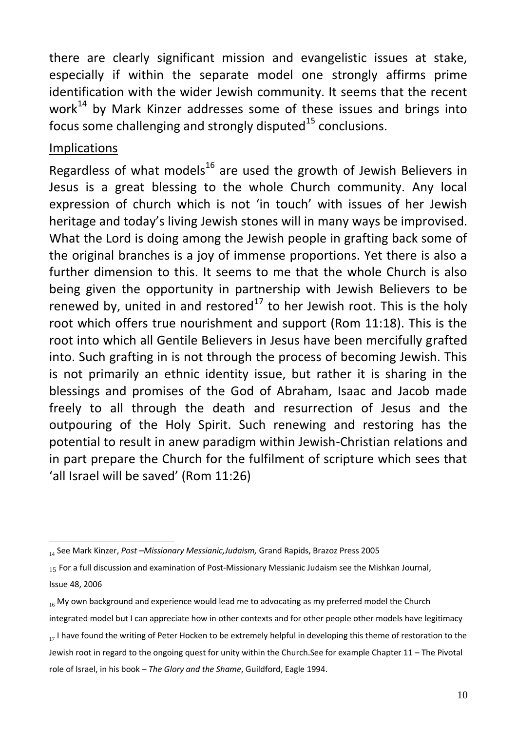there are clearly significant mission and evangelistic issues at stake, especially if within the separate model one strongly affirms prime identification with the wider Jewish community. It seems that the recent work[14] by Mark Kinzer addresses some of these issues and brings into focus some challenging and strongly disputed[15] conclusions.

<u>Implications</u>

Regardless of what models[16] are used the growth of Jewish Believers in Jesus is a great blessing to the whole Church community. Any local expression of church which is not 'in touch' with issues of her Jewish heritage and today's living Jewish stones will in many ways be improvised. What the Lord is doing among the Jewish people in grafting back some of the original branches is a joy of immense proportions. Yet there is also a further dimension to this. It seems to me that the whole Church is also being given the opportunity in partnership with Jewish Believers to be renewed by, united in and restored[17] to her Jewish root. This is the holy root which offers true nourishment and support (Rom 11:18). This is the root into which all Gentile Believers in Jesus have been mercifully grafted into. Such grafting in is not through the process of becoming Jewish. This is not primarily an ethnic identity issue, but rather it is sharing in the blessings and promises of the God of Abraham, Isaac and Jacob made freely to all through the death and resurrection of Jesus and the outpouring of the Holy Spirit. Such renewing and restoring has the potential to result in anew paradigm within Jewish-Christian relations and in part prepare the Church for the fulfilment of scripture which sees that 'all Israel will be saved' (Rom 11:26)

---

[14] See Mark Kinzer, *Post –Missionary Messianic,Judaism,* Grand Rapids, Brazoz Press 2005

[15] For a full discussion and examination of Post-Missionary Messianic Judaism see the Mishkan Journal, Issue 48, 2006

[16] My own background and experience would lead me to advocating as my preferred model the Church integrated model but I can appreciate how in other contexts and for other people other models have legitimacy

[17] I have found the writing of Peter Hocken to be extremely helpful in developing this theme of restoration to the Jewish root in regard to the ongoing quest for unity within the Church.See for example Chapter 11 – The Pivotal role of Israel, in his book – *The Glory and the Shame*, Guildford, Eagle 1994.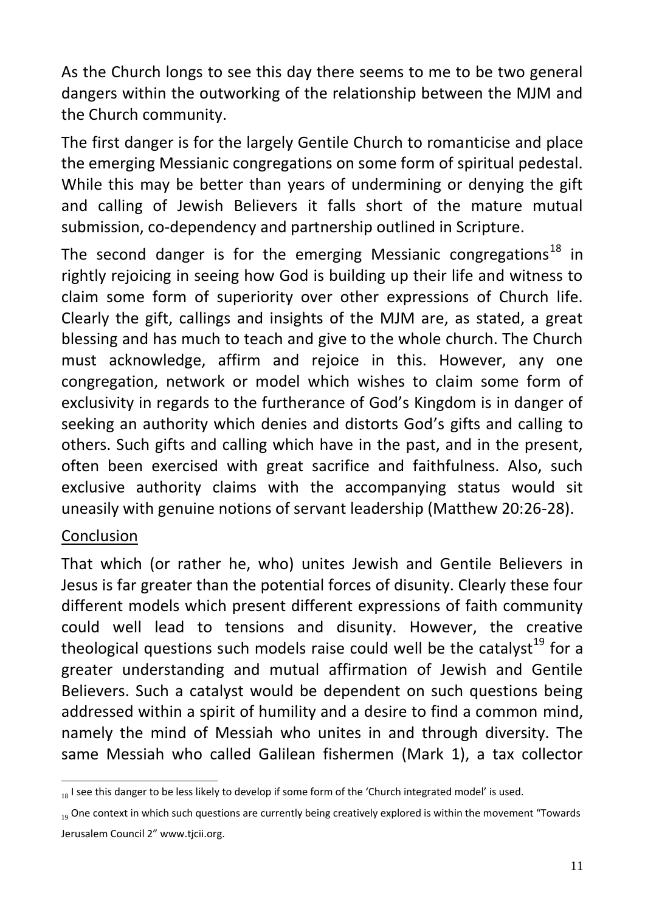As the Church longs to see this day there seems to me to be two general dangers within the outworking of the relationship between the MJM and the Church community.

The first danger is for the largely Gentile Church to romanticise and place the emerging Messianic congregations on some form of spiritual pedestal. While this may be better than years of undermining or denying the gift and calling of Jewish Believers it falls short of the mature mutual submission, co-dependency and partnership outlined in Scripture.

The second danger is for the emerging Messianic congregations[18] in rightly rejoicing in seeing how God is building up their life and witness to claim some form of superiority over other expressions of Church life. Clearly the gift, callings and insights of the MJM are, as stated, a great blessing and has much to teach and give to the whole church. The Church must acknowledge, affirm and rejoice in this. However, any one congregation, network or model which wishes to claim some form of exclusivity in regards to the furtherance of God's Kingdom is in danger of seeking an authority which denies and distorts God's gifts and calling to others. Such gifts and calling which have in the past, and in the present, often been exercised with great sacrifice and faithfulness. Also, such exclusive authority claims with the accompanying status would sit uneasily with genuine notions of servant leadership (Matthew 20:26-28).

## Conclusion

That which (or rather he, who) unites Jewish and Gentile Believers in Jesus is far greater than the potential forces of disunity. Clearly these four different models which present different expressions of faith community could well lead to tensions and disunity. However, the creative theological questions such models raise could well be the catalyst[19] for a greater understanding and mutual affirmation of Jewish and Gentile Believers. Such a catalyst would be dependent on such questions being addressed within a spirit of humility and a desire to find a common mind, namely the mind of Messiah who unites in and through diversity. The same Messiah who called Galilean fishermen (Mark 1), a tax collector

---

[18] I see this danger to be less likely to develop if some form of the 'Church integrated model' is used.

[19] One context in which such questions are currently being creatively explored is within the movement "Towards Jerusalem Council 2" www.tjcii.org.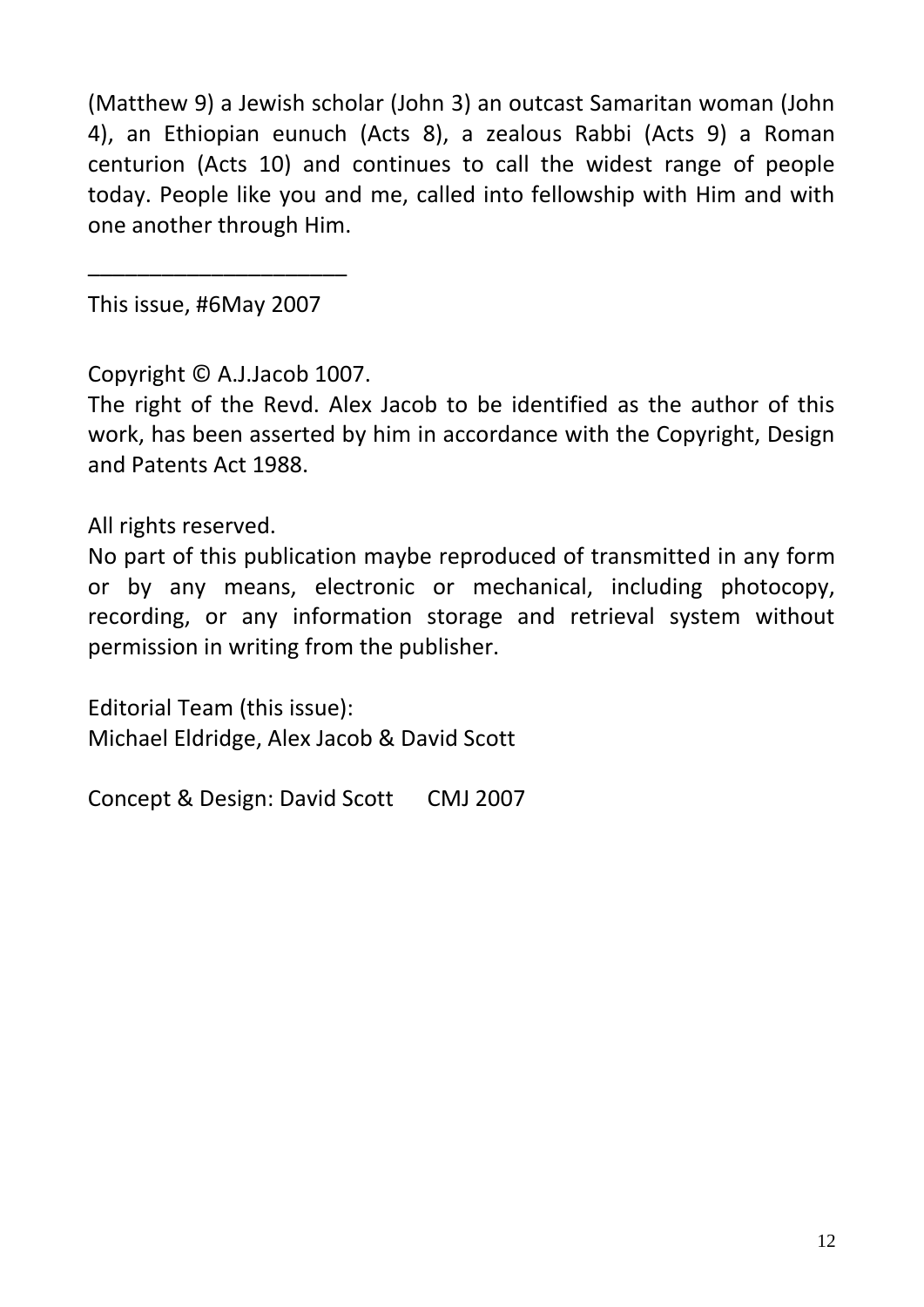(Matthew 9) a Jewish scholar (John 3) an outcast Samaritan woman (John 4), an Ethiopian eunuch (Acts 8), a zealous Rabbi (Acts 9) a Roman centurion (Acts 10) and continues to call the widest range of people today. People like you and me, called into fellowship with Him and with one another through Him.

_____________________

This issue, #6May 2007

Copyright © A.J.Jacob 1007.
The right of the Revd. Alex Jacob to be identified as the author of this work, has been asserted by him in accordance with the Copyright, Design and Patents Act 1988.

All rights reserved.
No part of this publication maybe reproduced of transmitted in any form or by any means, electronic or mechanical, including photocopy, recording, or any information storage and retrieval system without permission in writing from the publisher.

Editorial Team (this issue):
Michael Eldridge, Alex Jacob & David Scott

Concept & Design: David Scott    CMJ 2007